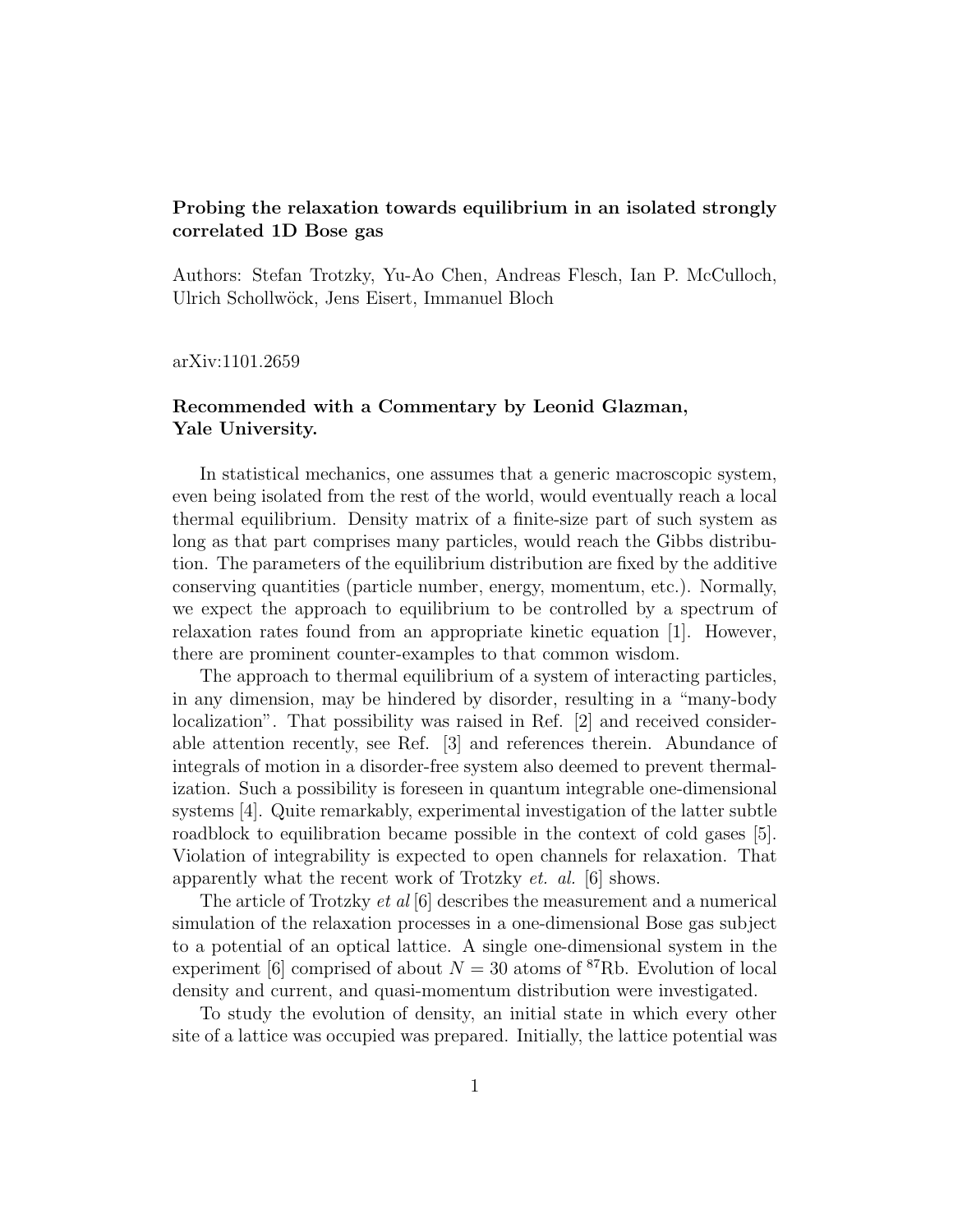**Probing the relaxation towards equilibrium in an isolated strongly correlated 1D Bose gas**

Authors: Stefan Trotzky, Yu-Ao Chen, Andreas Flesch, Ian P. McCulloch, Ulrich Schollwöck, Jens Eisert, Immanuel Bloch

arXiv:1101.2659

**Recommended with a Commentary by Leonid Glazman, Yale University.**

In statistical mechanics, one assumes that a generic macroscopic system, even being isolated from the rest of the world, would eventually reach a local thermal equilibrium. Density matrix of a finite-size part of such system as long as that part comprises many particles, would reach the Gibbs distribution. The parameters of the equilibrium distribution are fixed by the additive conserving quantities (particle number, energy, momentum, etc.). Normally, we expect the approach to equilibrium to be controlled by a spectrum of relaxation rates found from an appropriate kinetic equation [1]. However, there are prominent counter-examples to that common wisdom.

The approach to thermal equilibrium of a system of interacting particles, in any dimension, may be hindered by disorder, resulting in a "many-body localization". That possibility was raised in Ref. [2] and received considerable attention recently, see Ref. [3] and references therein. Abundance of integrals of motion in a disorder-free system also deemed to prevent thermalization. Such a possibility is foreseen in quantum integrable one-dimensional systems [4]. Quite remarkably, experimental investigation of the latter subtle roadblock to equilibration became possible in the context of cold gases [5]. Violation of integrability is expected to open channels for relaxation. That apparently what the recent work of Trotzky *et. al.* [6] shows.

The article of Trotzky *et al* [6] describes the measurement and a numerical simulation of the relaxation processes in a one-dimensional Bose gas subject to a potential of an optical lattice. A single one-dimensional system in the experiment [6] comprised of about $N = 30$ atoms of $^{87}$Rb. Evolution of local density and current, and quasi-momentum distribution were investigated.

To study the evolution of density, an initial state in which every other site of a lattice was occupied was prepared. Initially, the lattice potential was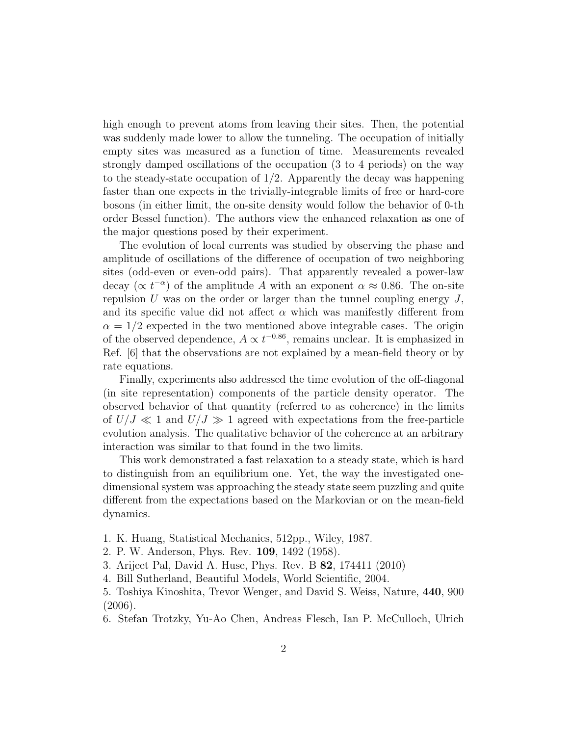high enough to prevent atoms from leaving their sites. Then, the potential was suddenly made lower to allow the tunneling. The occupation of initially empty sites was measured as a function of time. Measurements revealed strongly damped oscillations of the occupation (3 to 4 periods) on the way to the steady-state occupation of 1/2. Apparently the decay was happening faster than one expects in the trivially-integrable limits of free or hard-core bosons (in either limit, the on-site density would follow the behavior of 0-th order Bessel function). The authors view the enhanced relaxation as one of the major questions posed by their experiment.

The evolution of local currents was studied by observing the phase and amplitude of oscillations of the difference of occupation of two neighboring sites (odd-even or even-odd pairs). That apparently revealed a power-law decay ($\propto t^{-\alpha}$) of the amplitude $A$ with an exponent $\alpha \approx 0.86$. The on-site repulsion $U$ was on the order or larger than the tunnel coupling energy $J$, and its specific value did not affect $\alpha$ which was manifestly different from $\alpha = 1/2$ expected in the two mentioned above integrable cases. The origin of the observed dependence, $A \propto t^{-0.86}$, remains unclear. It is emphasized in Ref. [6] that the observations are not explained by a mean-field theory or by rate equations.

Finally, experiments also addressed the time evolution of the off-diagonal (in site representation) components of the particle density operator. The observed behavior of that quantity (referred to as coherence) in the limits of $U/J \ll 1$ and $U/J \gg 1$ agreed with expectations from the free-particle evolution analysis. The qualitative behavior of the coherence at an arbitrary interaction was similar to that found in the two limits.

This work demonstrated a fast relaxation to a steady state, which is hard to distinguish from an equilibrium one. Yet, the way the investigated one-dimensional system was approaching the steady state seem puzzling and quite different from the expectations based on the Markovian or on the mean-field dynamics.

1. K. Huang, Statistical Mechanics, 512pp., Wiley, 1987.
2. P. W. Anderson, Phys. Rev. **109**, 1492 (1958).
3. Arijeet Pal, David A. Huse, Phys. Rev. B **82**, 174411 (2010)
4. Bill Sutherland, Beautiful Models, World Scientific, 2004.
5. Toshiya Kinoshita, Trevor Wenger, and David S. Weiss, Nature, **440**, 900 (2006).
6. Stefan Trotzky, Yu-Ao Chen, Andreas Flesch, Ian P. McCulloch, Ulrich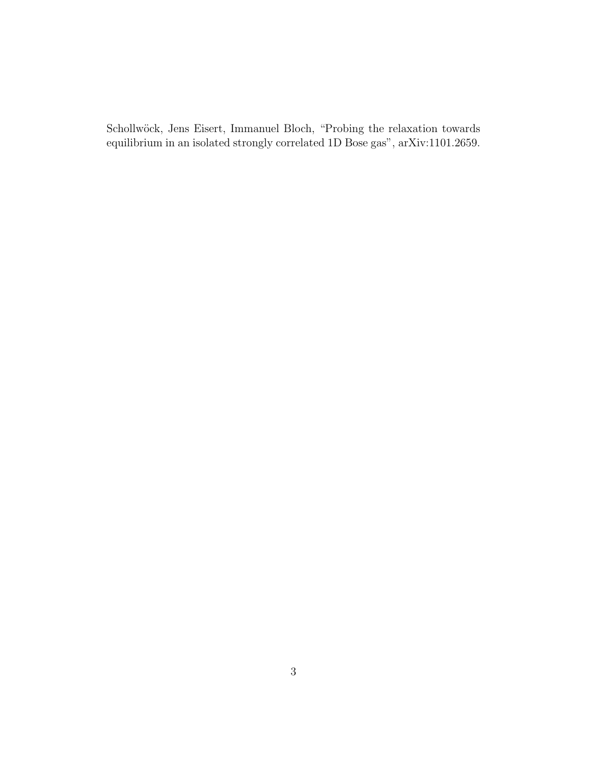Schollwöck, Jens Eisert, Immanuel Bloch, "Probing the relaxation towards equilibrium in an isolated strongly correlated 1D Bose gas", arXiv:1101.2659.